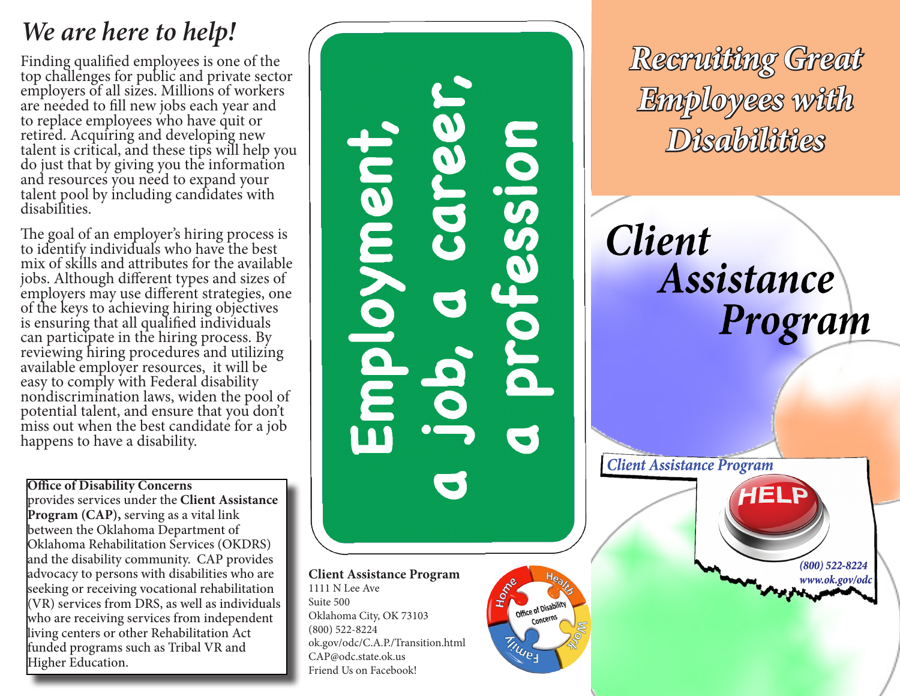# We are here to help!

Finding qualified employees is one of the top challenges for public and private sector employers of all sizes. Millions of workers are needed to fill new jobs each year and to replace employees who have quit or retired. Acquiring and developing new talent is critical, and these tips will help you do just that by giving you the information and resources you need to expand your talent pool by including candidates with disabilities.

The goal of an employer's hiring process is to identify individuals who have the best mix of skills and attributes for the available jobs. Although different types and sizes of employers may use different strategies, one of the keys to achieving hiring objectives is ensuring that all qualified individuals can participate in the hiring process. By reviewing hiring procedures and utilizing available employer resources, it will be easy to comply with Federal disability nondiscrimination laws, widen the pool of potential talent, and ensure that you don't miss out when the best candidate for a job happens to have a disability.

**Office of Disability Concerns** provides services under the **Client Assistance Program (CAP),** serving as a vital link between the Oklahoma Department of Oklahoma Rehabilitation Services (OKDRS) and the disability community. CAP provides advocacy to persons with disabilities who are seeking or receiving vocational rehabilitation (VR) services from DRS, as well as individuals who are receiving services from independent living centers or other Rehabilitation Act funded programs such as Tribal VR and Higher Education.

**Employment, a job, a career, a profession**

**Client Assistance Program**
1111 N Lee Ave
Suite 500
Oklahoma City, OK 73103
(800) 522-8224
ok.gov/odc/C.A.P./Transition.html
CAP@odc.state.ok.us
Friend Us on Facebook!

Office of Disability Concerns — Home, Health, Work, Family

# Recruiting Great Employees with Disabilities

# Client Assistance Program

*Client Assistance Program*

HELP

*(800) 522-8224*
*www.ok.gov/odc*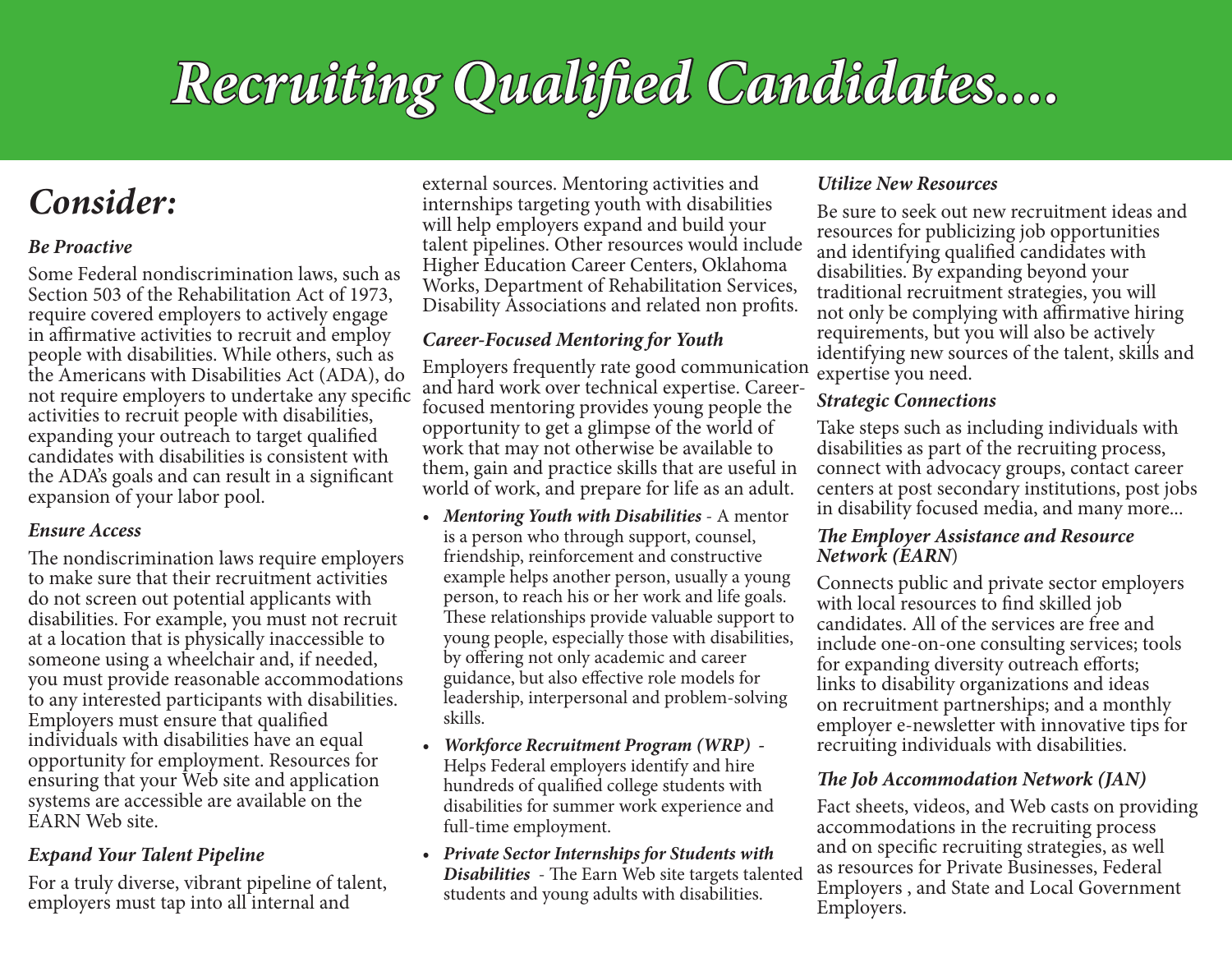# *Recruiting Qualified Candidates….*

## *Consider:*

***Be Proactive***

Some Federal nondiscrimination laws, such as Section 503 of the Rehabilitation Act of 1973, require covered employers to actively engage in affirmative activities to recruit and employ people with disabilities. While others, such as the Americans with Disabilities Act (ADA), do not require employers to undertake any specific activities to recruit people with disabilities, expanding your outreach to target qualified candidates with disabilities is consistent with the ADA's goals and can result in a significant expansion of your labor pool.

***Ensure Access***

The nondiscrimination laws require employers to make sure that their recruitment activities do not screen out potential applicants with disabilities. For example, you must not recruit at a location that is physically inaccessible to someone using a wheelchair and, if needed, you must provide reasonable accommodations to any interested participants with disabilities. Employers must ensure that qualified individuals with disabilities have an equal opportunity for employment. Resources for ensuring that your Web site and application systems are accessible are available on the EARN Web site.

***Expand Your Talent Pipeline***

For a truly diverse, vibrant pipeline of talent, employers must tap into all internal and external sources. Mentoring activities and internships targeting youth with disabilities will help employers expand and build your talent pipelines. Other resources would include Higher Education Career Centers, Oklahoma Works, Department of Rehabilitation Services, Disability Associations and related non profits.

***Career-Focused Mentoring for Youth***

Employers frequently rate good communication and hard work over technical expertise. Career-focused mentoring provides young people the opportunity to get a glimpse of the world of work that may not otherwise be available to them, gain and practice skills that are useful in world of work, and prepare for life as an adult.

- ***Mentoring Youth with Disabilities*** - A mentor is a person who through support, counsel, friendship, reinforcement and constructive example helps another person, usually a young person, to reach his or her work and life goals. These relationships provide valuable support to young people, especially those with disabilities, by offering not only academic and career guidance, but also effective role models for leadership, interpersonal and problem-solving skills.
- ***Workforce Recruitment Program (WRP)*** - Helps Federal employers identify and hire hundreds of qualified college students with disabilities for summer work experience and full-time employment.
- ***Private Sector Internships for Students with Disabilities*** - The Earn Web site targets talented students and young adults with disabilities.

***Utilize New Resources***

Be sure to seek out new recruitment ideas and resources for publicizing job opportunities and identifying qualified candidates with disabilities. By expanding beyond your traditional recruitment strategies, you will not only be complying with affirmative hiring requirements, but you will also be actively identifying new sources of the talent, skills and expertise you need.

***Strategic Connections***

Take steps such as including individuals with disabilities as part of the recruiting process, connect with advocacy groups, contact career centers at post secondary institutions, post jobs in disability focused media, and many more...

***The Employer Assistance and Resource Network (EARN)***

Connects public and private sector employers with local resources to find skilled job candidates. All of the services are free and include one-on-one consulting services; tools for expanding diversity outreach efforts; links to disability organizations and ideas on recruitment partnerships; and a monthly employer e-newsletter with innovative tips for recruiting individuals with disabilities.

***The Job Accommodation Network (JAN)***

Fact sheets, videos, and Web casts on providing accommodations in the recruiting process and on specific recruiting strategies, as well as resources for Private Businesses, Federal Employers , and State and Local Government Employers.